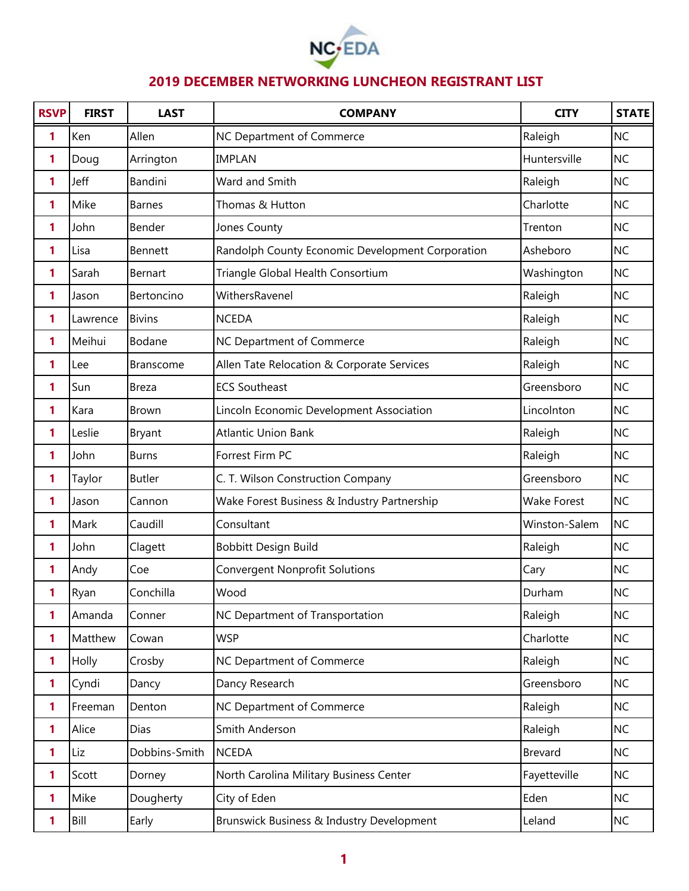NC•EDA

# 2019 DECEMBER NETWORKING LUNCHEON REGISTRANT LIST

| RSVP | FIRST | LAST | COMPANY | CITY | STATE |
|---|---|---|---|---|---|
| 1 | Ken | Allen | NC Department of Commerce | Raleigh | NC |
| 1 | Doug | Arrington | IMPLAN | Huntersville | NC |
| 1 | Jeff | Bandini | Ward and Smith | Raleigh | NC |
| 1 | Mike | Barnes | Thomas & Hutton | Charlotte | NC |
| 1 | John | Bender | Jones County | Trenton | NC |
| 1 | Lisa | Bennett | Randolph County Economic Development Corporation | Asheboro | NC |
| 1 | Sarah | Bernart | Triangle Global Health Consortium | Washington | NC |
| 1 | Jason | Bertoncino | WithersRavenel | Raleigh | NC |
| 1 | Lawrence | Bivins | NCEDA | Raleigh | NC |
| 1 | Meihui | Bodane | NC Department of Commerce | Raleigh | NC |
| 1 | Lee | Branscome | Allen Tate Relocation & Corporate Services | Raleigh | NC |
| 1 | Sun | Breza | ECS Southeast | Greensboro | NC |
| 1 | Kara | Brown | Lincoln Economic Development Association | Lincolnton | NC |
| 1 | Leslie | Bryant | Atlantic Union Bank | Raleigh | NC |
| 1 | John | Burns | Forrest Firm PC | Raleigh | NC |
| 1 | Taylor | Butler | C. T. Wilson Construction Company | Greensboro | NC |
| 1 | Jason | Cannon | Wake Forest Business & Industry Partnership | Wake Forest | NC |
| 1 | Mark | Caudill | Consultant | Winston-Salem | NC |
| 1 | John | Clagett | Bobbitt Design Build | Raleigh | NC |
| 1 | Andy | Coe | Convergent Nonprofit Solutions | Cary | NC |
| 1 | Ryan | Conchilla | Wood | Durham | NC |
| 1 | Amanda | Conner | NC Department of Transportation | Raleigh | NC |
| 1 | Matthew | Cowan | WSP | Charlotte | NC |
| 1 | Holly | Crosby | NC Department of Commerce | Raleigh | NC |
| 1 | Cyndi | Dancy | Dancy Research | Greensboro | NC |
| 1 | Freeman | Denton | NC Department of Commerce | Raleigh | NC |
| 1 | Alice | Dias | Smith Anderson | Raleigh | NC |
| 1 | Liz | Dobbins-Smith | NCEDA | Brevard | NC |
| 1 | Scott | Dorney | North Carolina Military Business Center | Fayetteville | NC |
| 1 | Mike | Dougherty | City of Eden | Eden | NC |
| 1 | Bill | Early | Brunswick Business & Industry Development | Leland | NC |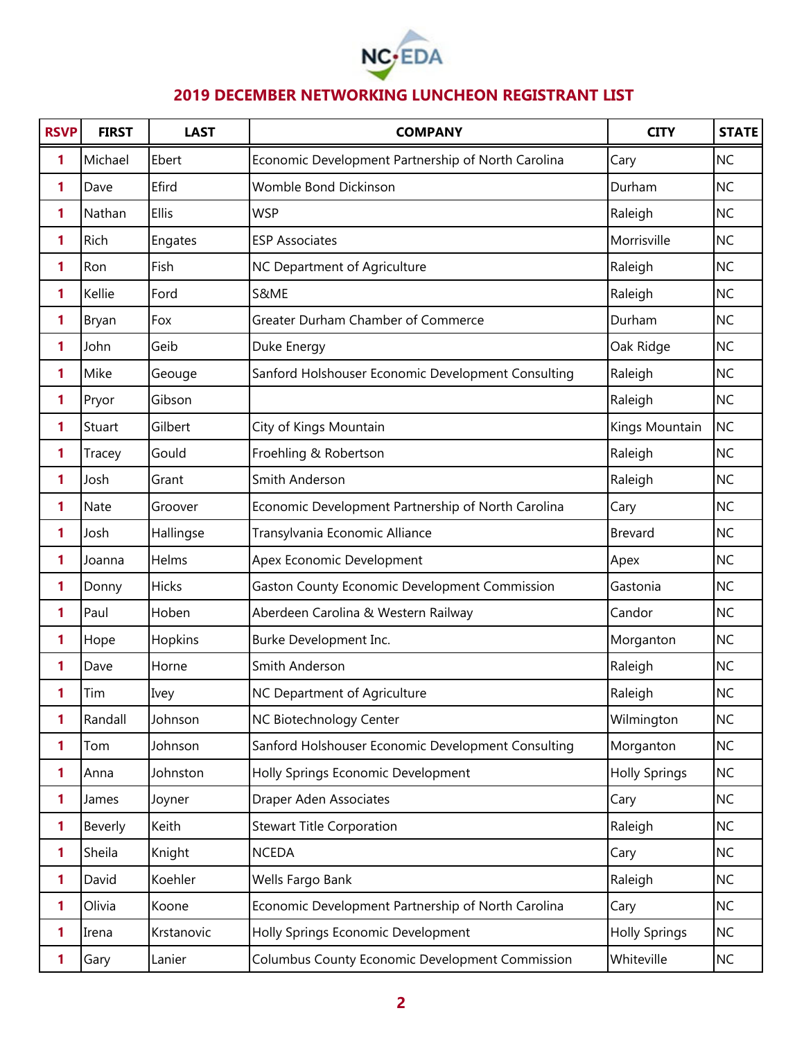## 2019 DECEMBER NETWORKING LUNCHEON REGISTRANT LIST

| RSVP | FIRST | LAST | COMPANY | CITY | STATE |
|---|---|---|---|---|---|
| 1 | Michael | Ebert | Economic Development Partnership of North Carolina | Cary | NC |
| 1 | Dave | Efird | Womble Bond Dickinson | Durham | NC |
| 1 | Nathan | Ellis | WSP | Raleigh | NC |
| 1 | Rich | Engates | ESP Associates | Morrisville | NC |
| 1 | Ron | Fish | NC Department of Agriculture | Raleigh | NC |
| 1 | Kellie | Ford | S&ME | Raleigh | NC |
| 1 | Bryan | Fox | Greater Durham Chamber of Commerce | Durham | NC |
| 1 | John | Geib | Duke Energy | Oak Ridge | NC |
| 1 | Mike | Geouge | Sanford Holshouser Economic Development Consulting | Raleigh | NC |
| 1 | Pryor | Gibson | | Raleigh | NC |
| 1 | Stuart | Gilbert | City of Kings Mountain | Kings Mountain | NC |
| 1 | Tracey | Gould | Froehling & Robertson | Raleigh | NC |
| 1 | Josh | Grant | Smith Anderson | Raleigh | NC |
| 1 | Nate | Groover | Economic Development Partnership of North Carolina | Cary | NC |
| 1 | Josh | Hallingse | Transylvania Economic Alliance | Brevard | NC |
| 1 | Joanna | Helms | Apex Economic Development | Apex | NC |
| 1 | Donny | Hicks | Gaston County Economic Development Commission | Gastonia | NC |
| 1 | Paul | Hoben | Aberdeen Carolina & Western Railway | Candor | NC |
| 1 | Hope | Hopkins | Burke Development Inc. | Morganton | NC |
| 1 | Dave | Horne | Smith Anderson | Raleigh | NC |
| 1 | Tim | Ivey | NC Department of Agriculture | Raleigh | NC |
| 1 | Randall | Johnson | NC Biotechnology Center | Wilmington | NC |
| 1 | Tom | Johnson | Sanford Holshouser Economic Development Consulting | Morganton | NC |
| 1 | Anna | Johnston | Holly Springs Economic Development | Holly Springs | NC |
| 1 | James | Joyner | Draper Aden Associates | Cary | NC |
| 1 | Beverly | Keith | Stewart Title Corporation | Raleigh | NC |
| 1 | Sheila | Knight | NCEDA | Cary | NC |
| 1 | David | Koehler | Wells Fargo Bank | Raleigh | NC |
| 1 | Olivia | Koone | Economic Development Partnership of North Carolina | Cary | NC |
| 1 | Irena | Krstanovic | Holly Springs Economic Development | Holly Springs | NC |
| 1 | Gary | Lanier | Columbus County Economic Development Commission | Whiteville | NC |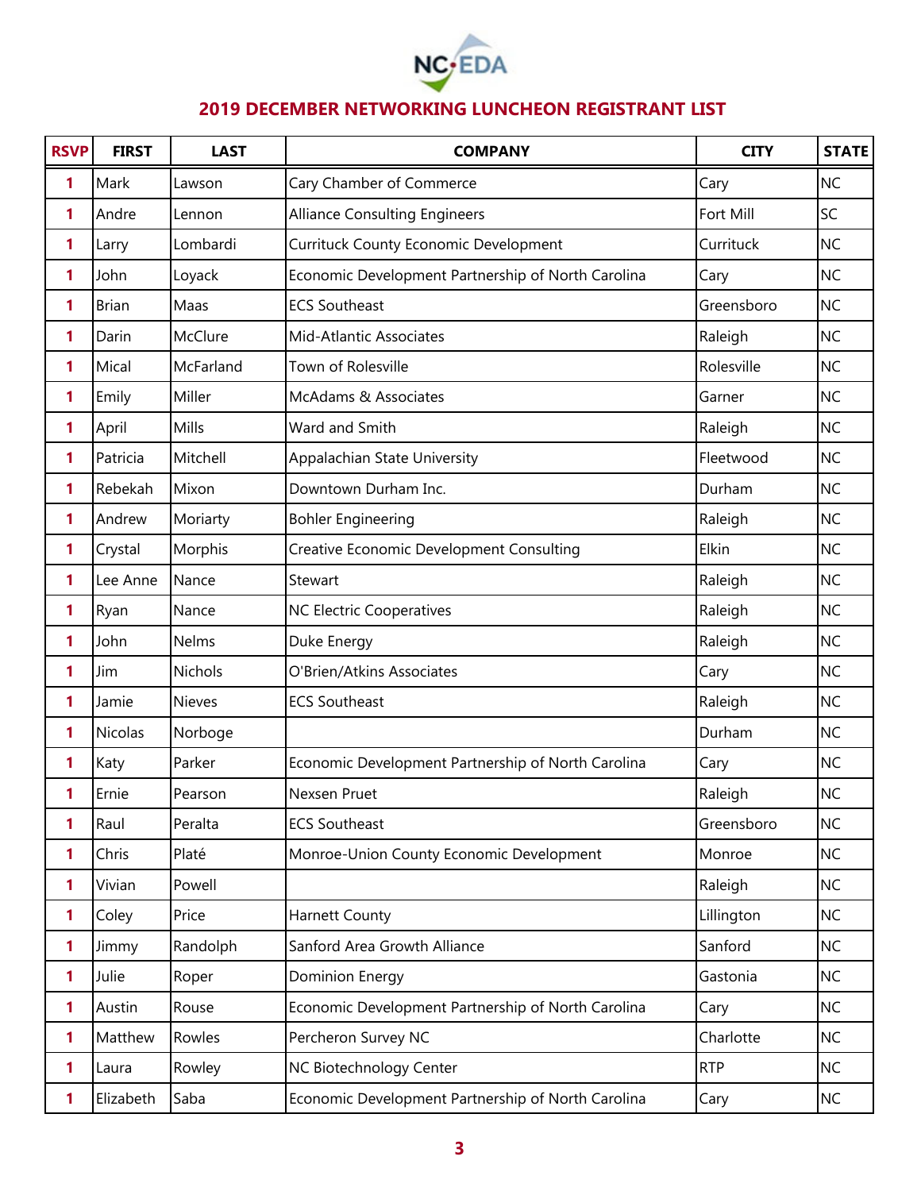NC EDA

## 2019 DECEMBER NETWORKING LUNCHEON REGISTRANT LIST

| RSVP | FIRST | LAST | COMPANY | CITY | STATE |
|---|---|---|---|---|---|
| 1 | Mark | Lawson | Cary Chamber of Commerce | Cary | NC |
| 1 | Andre | Lennon | Alliance Consulting Engineers | Fort Mill | SC |
| 1 | Larry | Lombardi | Currituck County Economic Development | Currituck | NC |
| 1 | John | Loyack | Economic Development Partnership of North Carolina | Cary | NC |
| 1 | Brian | Maas | ECS Southeast | Greensboro | NC |
| 1 | Darin | McClure | Mid-Atlantic Associates | Raleigh | NC |
| 1 | Mical | McFarland | Town of Rolesville | Rolesville | NC |
| 1 | Emily | Miller | McAdams & Associates | Garner | NC |
| 1 | April | Mills | Ward and Smith | Raleigh | NC |
| 1 | Patricia | Mitchell | Appalachian State University | Fleetwood | NC |
| 1 | Rebekah | Mixon | Downtown Durham Inc. | Durham | NC |
| 1 | Andrew | Moriarty | Bohler Engineering | Raleigh | NC |
| 1 | Crystal | Morphis | Creative Economic Development Consulting | Elkin | NC |
| 1 | Lee Anne | Nance | Stewart | Raleigh | NC |
| 1 | Ryan | Nance | NC Electric Cooperatives | Raleigh | NC |
| 1 | John | Nelms | Duke Energy | Raleigh | NC |
| 1 | Jim | Nichols | O'Brien/Atkins Associates | Cary | NC |
| 1 | Jamie | Nieves | ECS Southeast | Raleigh | NC |
| 1 | Nicolas | Norboge | | Durham | NC |
| 1 | Katy | Parker | Economic Development Partnership of North Carolina | Cary | NC |
| 1 | Ernie | Pearson | Nexsen Pruet | Raleigh | NC |
| 1 | Raul | Peralta | ECS Southeast | Greensboro | NC |
| 1 | Chris | Platé | Monroe-Union County Economic Development | Monroe | NC |
| 1 | Vivian | Powell | | Raleigh | NC |
| 1 | Coley | Price | Harnett County | Lillington | NC |
| 1 | Jimmy | Randolph | Sanford Area Growth Alliance | Sanford | NC |
| 1 | Julie | Roper | Dominion Energy | Gastonia | NC |
| 1 | Austin | Rouse | Economic Development Partnership of North Carolina | Cary | NC |
| 1 | Matthew | Rowles | Percheron Survey NC | Charlotte | NC |
| 1 | Laura | Rowley | NC Biotechnology Center | RTP | NC |
| 1 | Elizabeth | Saba | Economic Development Partnership of North Carolina | Cary | NC |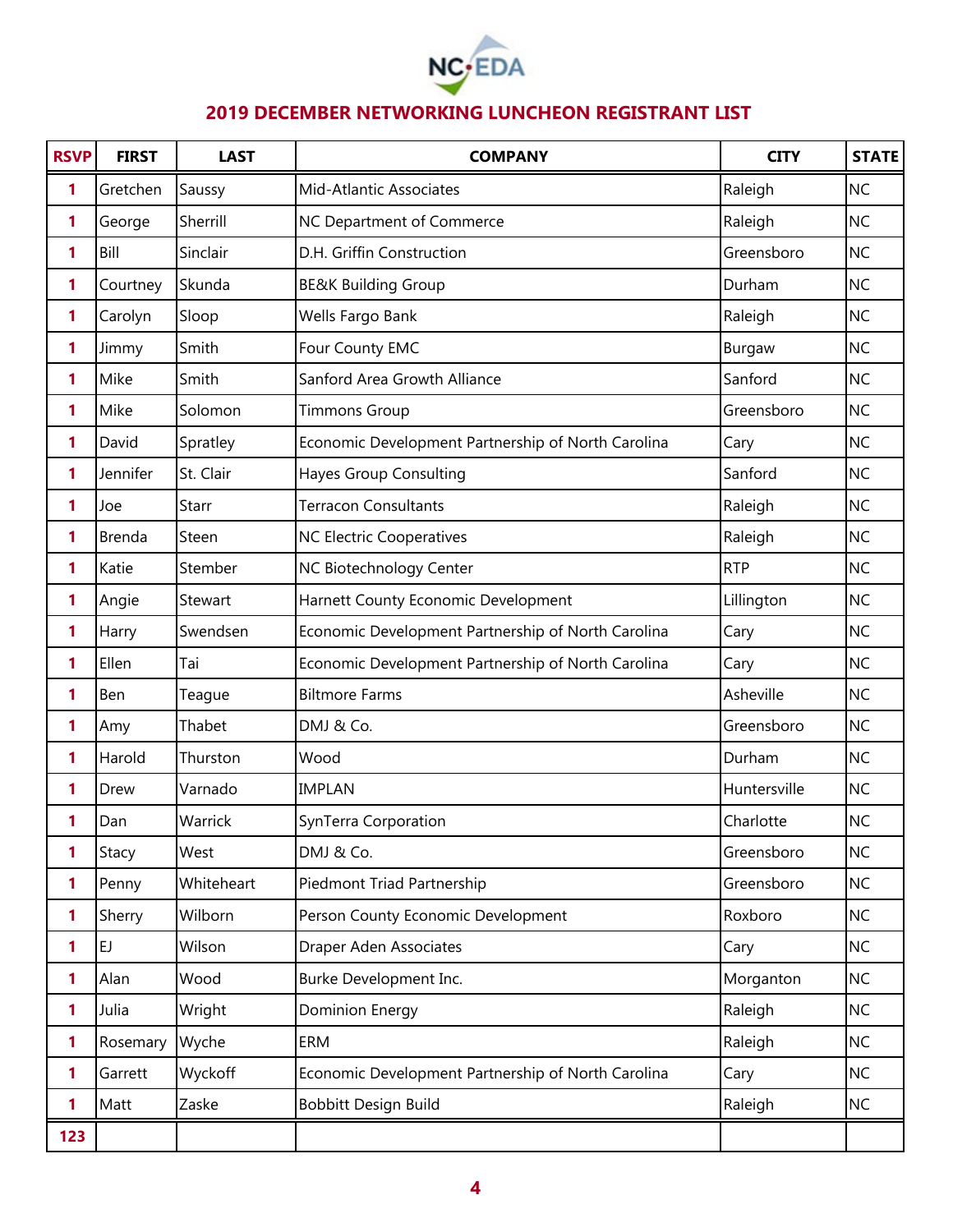## 2019 DECEMBER NETWORKING LUNCHEON REGISTRANT LIST

| RSVP | FIRST | LAST | COMPANY | CITY | STATE |
|---|---|---|---|---|---|
| 1 | Gretchen | Saussy | Mid-Atlantic Associates | Raleigh | NC |
| 1 | George | Sherrill | NC Department of Commerce | Raleigh | NC |
| 1 | Bill | Sinclair | D.H. Griffin Construction | Greensboro | NC |
| 1 | Courtney | Skunda | BE&K Building Group | Durham | NC |
| 1 | Carolyn | Sloop | Wells Fargo Bank | Raleigh | NC |
| 1 | Jimmy | Smith | Four County EMC | Burgaw | NC |
| 1 | Mike | Smith | Sanford Area Growth Alliance | Sanford | NC |
| 1 | Mike | Solomon | Timmons Group | Greensboro | NC |
| 1 | David | Spratley | Economic Development Partnership of North Carolina | Cary | NC |
| 1 | Jennifer | St. Clair | Hayes Group Consulting | Sanford | NC |
| 1 | Joe | Starr | Terracon Consultants | Raleigh | NC |
| 1 | Brenda | Steen | NC Electric Cooperatives | Raleigh | NC |
| 1 | Katie | Stember | NC Biotechnology Center | RTP | NC |
| 1 | Angie | Stewart | Harnett County Economic Development | Lillington | NC |
| 1 | Harry | Swendsen | Economic Development Partnership of North Carolina | Cary | NC |
| 1 | Ellen | Tai | Economic Development Partnership of North Carolina | Cary | NC |
| 1 | Ben | Teague | Biltmore Farms | Asheville | NC |
| 1 | Amy | Thabet | DMJ & Co. | Greensboro | NC |
| 1 | Harold | Thurston | Wood | Durham | NC |
| 1 | Drew | Varnado | IMPLAN | Huntersville | NC |
| 1 | Dan | Warrick | SynTerra Corporation | Charlotte | NC |
| 1 | Stacy | West | DMJ & Co. | Greensboro | NC |
| 1 | Penny | Whiteheart | Piedmont Triad Partnership | Greensboro | NC |
| 1 | Sherry | Wilborn | Person County Economic Development | Roxboro | NC |
| 1 | EJ | Wilson | Draper Aden Associates | Cary | NC |
| 1 | Alan | Wood | Burke Development Inc. | Morganton | NC |
| 1 | Julia | Wright | Dominion Energy | Raleigh | NC |
| 1 | Rosemary | Wyche | ERM | Raleigh | NC |
| 1 | Garrett | Wyckoff | Economic Development Partnership of North Carolina | Cary | NC |
| 1 | Matt | Zaske | Bobbitt Design Build | Raleigh | NC |
| 123 | | | | | |